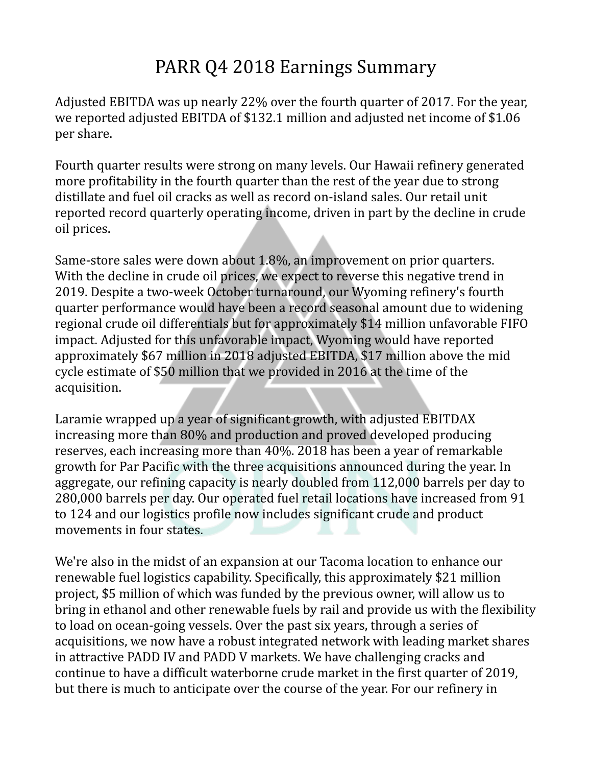# PARR Q4 2018 Earnings Summary

Adjusted EBITDA was up nearly 22% over the fourth quarter of 2017. For the year, we reported adjusted EBITDA of $132.1 million and adjusted net income of $1.06 per share.

Fourth quarter results were strong on many levels. Our Hawaii refinery generated more profitability in the fourth quarter than the rest of the year due to strong distillate and fuel oil cracks as well as record on-island sales. Our retail unit reported record quarterly operating income, driven in part by the decline in crude oil prices.

Same-store sales were down about 1.8%, an improvement on prior quarters. With the decline in crude oil prices, we expect to reverse this negative trend in 2019. Despite a two-week October turnaround, our Wyoming refinery's fourth quarter performance would have been a record seasonal amount due to widening regional crude oil differentials but for approximately $14 million unfavorable FIFO impact. Adjusted for this unfavorable impact, Wyoming would have reported approximately $67 million in 2018 adjusted EBITDA, $17 million above the mid cycle estimate of $50 million that we provided in 2016 at the time of the acquisition.

Laramie wrapped up a year of significant growth, with adjusted EBITDAX increasing more than 80% and production and proved developed producing reserves, each increasing more than 40%. 2018 has been a year of remarkable growth for Par Pacific with the three acquisitions announced during the year. In aggregate, our refining capacity is nearly doubled from 112,000 barrels per day to 280,000 barrels per day. Our operated fuel retail locations have increased from 91 to 124 and our logistics profile now includes significant crude and product movements in four states.

We're also in the midst of an expansion at our Tacoma location to enhance our renewable fuel logistics capability. Specifically, this approximately $21 million project, $5 million of which was funded by the previous owner, will allow us to bring in ethanol and other renewable fuels by rail and provide us with the flexibility to load on ocean-going vessels. Over the past six years, through a series of acquisitions, we now have a robust integrated network with leading market shares in attractive PADD IV and PADD V markets. We have challenging cracks and continue to have a difficult waterborne crude market in the first quarter of 2019, but there is much to anticipate over the course of the year. For our refinery in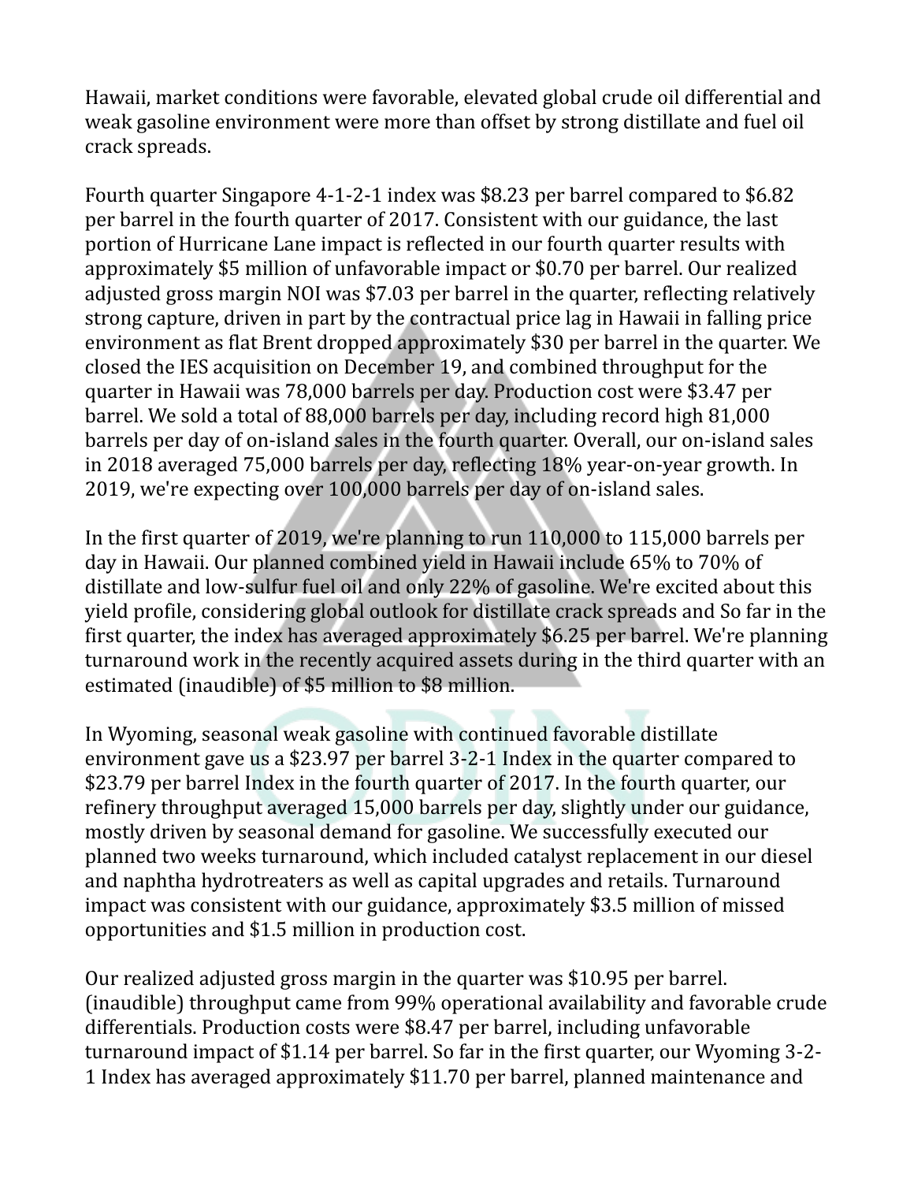Hawaii, market conditions were favorable, elevated global crude oil differential and weak gasoline environment were more than offset by strong distillate and fuel oil crack spreads.

Fourth quarter Singapore 4-1-2-1 index was $8.23 per barrel compared to $6.82 per barrel in the fourth quarter of 2017. Consistent with our guidance, the last portion of Hurricane Lane impact is reflected in our fourth quarter results with approximately $5 million of unfavorable impact or $0.70 per barrel. Our realized adjusted gross margin NOI was $7.03 per barrel in the quarter, reflecting relatively strong capture, driven in part by the contractual price lag in Hawaii in falling price environment as flat Brent dropped approximately $30 per barrel in the quarter. We closed the IES acquisition on December 19, and combined throughput for the quarter in Hawaii was 78,000 barrels per day. Production cost were $3.47 per barrel. We sold a total of 88,000 barrels per day, including record high 81,000 barrels per day of on-island sales in the fourth quarter. Overall, our on-island sales in 2018 averaged 75,000 barrels per day, reflecting 18% year-on-year growth. In 2019, we're expecting over 100,000 barrels per day of on-island sales.

In the first quarter of 2019, we're planning to run 110,000 to 115,000 barrels per day in Hawaii. Our planned combined yield in Hawaii include 65% to 70% of distillate and low-sulfur fuel oil and only 22% of gasoline. We're excited about this yield profile, considering global outlook for distillate crack spreads and So far in the first quarter, the index has averaged approximately $6.25 per barrel. We're planning turnaround work in the recently acquired assets during in the third quarter with an estimated (inaudible) of $5 million to $8 million.

In Wyoming, seasonal weak gasoline with continued favorable distillate environment gave us a $23.97 per barrel 3-2-1 Index in the quarter compared to $23.79 per barrel Index in the fourth quarter of 2017. In the fourth quarter, our refinery throughput averaged 15,000 barrels per day, slightly under our guidance, mostly driven by seasonal demand for gasoline. We successfully executed our planned two weeks turnaround, which included catalyst replacement in our diesel and naphtha hydrotreaters as well as capital upgrades and retails. Turnaround impact was consistent with our guidance, approximately $3.5 million of missed opportunities and $1.5 million in production cost.

Our realized adjusted gross margin in the quarter was $10.95 per barrel. (inaudible) throughput came from 99% operational availability and favorable crude differentials. Production costs were $8.47 per barrel, including unfavorable turnaround impact of $1.14 per barrel. So far in the first quarter, our Wyoming 3-2-1 Index has averaged approximately $11.70 per barrel, planned maintenance and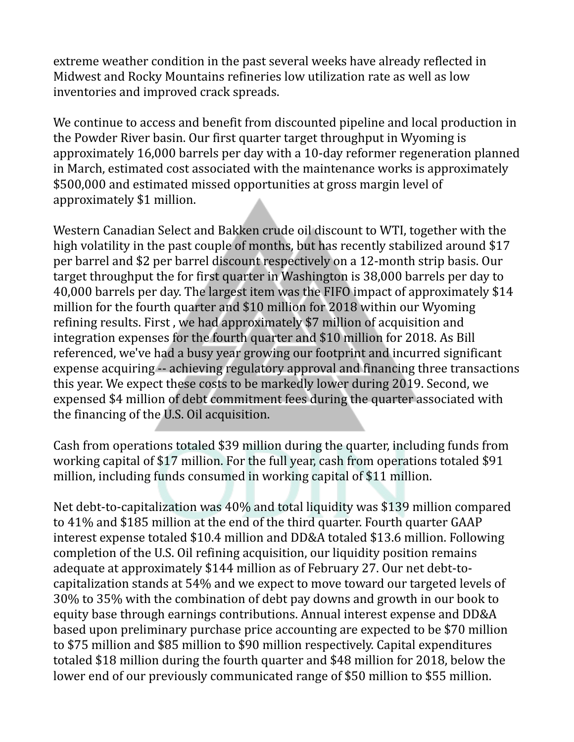extreme weather condition in the past several weeks have already reflected in Midwest and Rocky Mountains refineries low utilization rate as well as low inventories and improved crack spreads.

We continue to access and benefit from discounted pipeline and local production in the Powder River basin. Our first quarter target throughput in Wyoming is approximately 16,000 barrels per day with a 10-day reformer regeneration planned in March, estimated cost associated with the maintenance works is approximately $500,000 and estimated missed opportunities at gross margin level of approximately $1 million.

Western Canadian Select and Bakken crude oil discount to WTI, together with the high volatility in the past couple of months, but has recently stabilized around $17 per barrel and $2 per barrel discount respectively on a 12-month strip basis. Our target throughput the for first quarter in Washington is 38,000 barrels per day to 40,000 barrels per day. The largest item was the FIFO impact of approximately $14 million for the fourth quarter and $10 million for 2018 within our Wyoming refining results. First , we had approximately $7 million of acquisition and integration expenses for the fourth quarter and $10 million for 2018. As Bill referenced, we've had a busy year growing our footprint and incurred significant expense acquiring -- achieving regulatory approval and financing three transactions this year. We expect these costs to be markedly lower during 2019. Second, we expensed $4 million of debt commitment fees during the quarter associated with the financing of the U.S. Oil acquisition.

Cash from operations totaled $39 million during the quarter, including funds from working capital of $17 million. For the full year, cash from operations totaled $91 million, including funds consumed in working capital of $11 million.

Net debt-to-capitalization was 40% and total liquidity was $139 million compared to 41% and $185 million at the end of the third quarter. Fourth quarter GAAP interest expense totaled $10.4 million and DD&A totaled $13.6 million. Following completion of the U.S. Oil refining acquisition, our liquidity position remains adequate at approximately $144 million as of February 27. Our net debt-to-capitalization stands at 54% and we expect to move toward our targeted levels of 30% to 35% with the combination of debt pay downs and growth in our book to equity base through earnings contributions. Annual interest expense and DD&A based upon preliminary purchase price accounting are expected to be $70 million to $75 million and $85 million to $90 million respectively. Capital expenditures totaled $18 million during the fourth quarter and $48 million for 2018, below the lower end of our previously communicated range of $50 million to $55 million.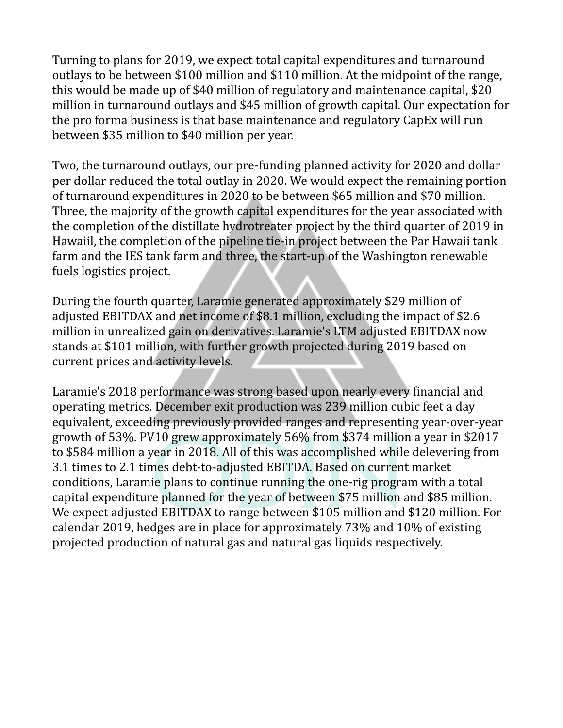Turning to plans for 2019, we expect total capital expenditures and turnaround outlays to be between $100 million and $110 million. At the midpoint of the range, this would be made up of $40 million of regulatory and maintenance capital, $20 million in turnaround outlays and $45 million of growth capital. Our expectation for the pro forma business is that base maintenance and regulatory CapEx will run between $35 million to $40 million per year.

Two, the turnaround outlays, our pre-funding planned activity for 2020 and dollar per dollar reduced the total outlay in 2020. We would expect the remaining portion of turnaround expenditures in 2020 to be between $65 million and $70 million. Three, the majority of the growth capital expenditures for the year associated with the completion of the distillate hydrotreater project by the third quarter of 2019 in Hawaiil, the completion of the pipeline tie-in project between the Par Hawaii tank farm and the IES tank farm and three, the start-up of the Washington renewable fuels logistics project.

During the fourth quarter, Laramie generated approximately $29 million of adjusted EBITDAX and net income of $8.1 million, excluding the impact of $2.6 million in unrealized gain on derivatives. Laramie's LTM adjusted EBITDAX now stands at $101 million, with further growth projected during 2019 based on current prices and activity levels.

Laramie's 2018 performance was strong based upon nearly every financial and operating metrics. December exit production was 239 million cubic feet a day equivalent, exceeding previously provided ranges and representing year-over-year growth of 53%. PV10 grew approximately 56% from $374 million a year in $2017 to $584 million a year in 2018. All of this was accomplished while delevering from 3.1 times to 2.1 times debt-to-adjusted EBITDA. Based on current market conditions, Laramie plans to continue running the one-rig program with a total capital expenditure planned for the year of between $75 million and $85 million. We expect adjusted EBITDAX to range between $105 million and $120 million. For calendar 2019, hedges are in place for approximately 73% and 10% of existing projected production of natural gas and natural gas liquids respectively.